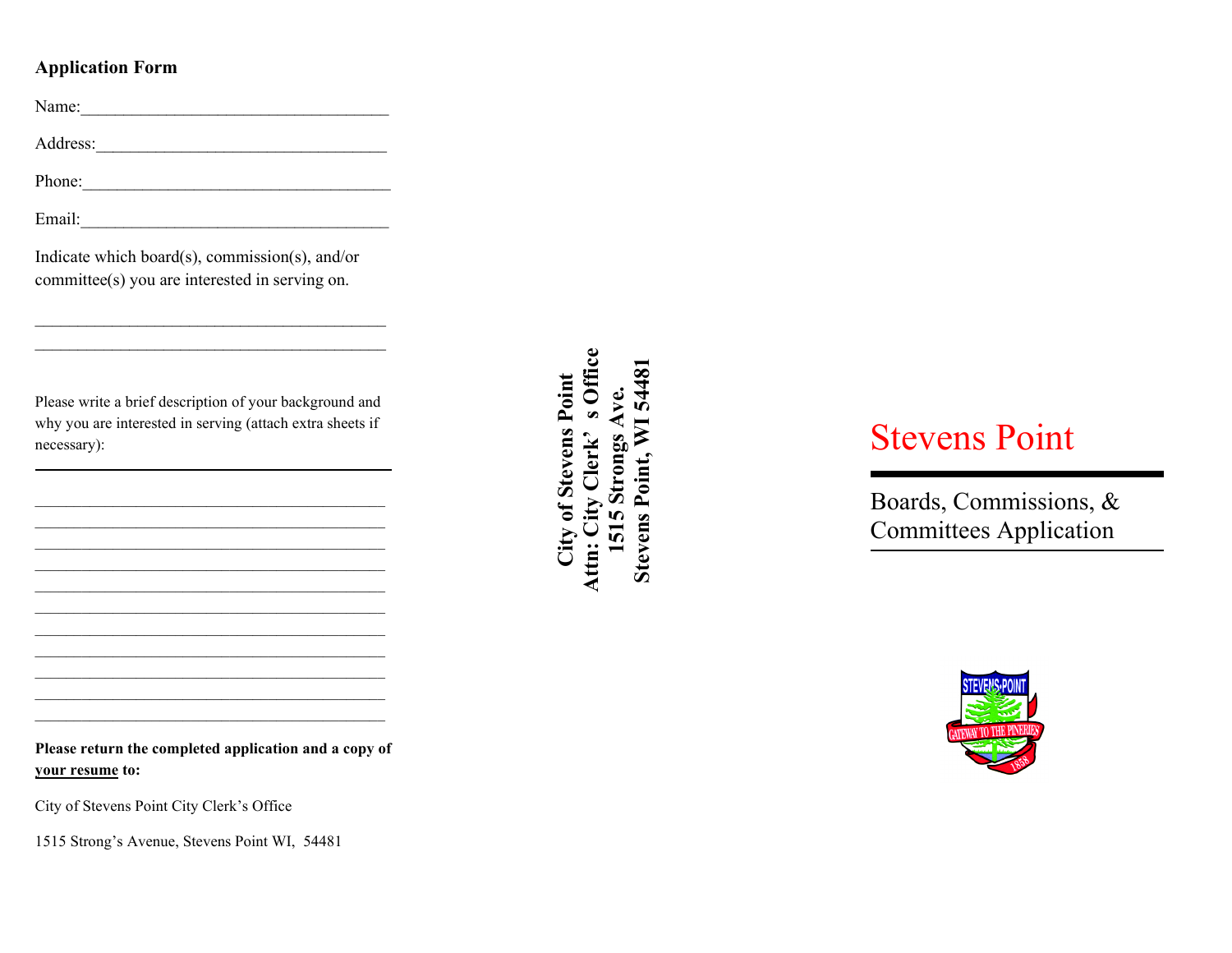## Application Form

Name:____________________________________

Address:__________________________________

Phone:____________________________________

Email:____________________________________

Indicate which board(s), commission(s), and/or committee(s) you are interested in serving on.

__________________________________________

__________________________________________

Please write a brief description of your background and why you are interested in serving (attach extra sheets if necessary):

__________________________________________

__________________________________________

__________________________________________

__________________________________________

__________________________________________

__________________________________________

__________________________________________

__________________________________________

__________________________________________

__________________________________________

__________________________________________

__________________________________________

**Please return the completed application and a copy of <u>your resume</u> to:**

City of Stevens Point City Clerk's Office

1515 Strong's Avenue, Stevens Point WI, 54481

**City of Stevens Point**
**Attn: City Clerk's Office**
**1515 Strongs Ave.**
**Stevens Point, WI 54481**

# Stevens Point

## Boards, Commissions, & Committees Application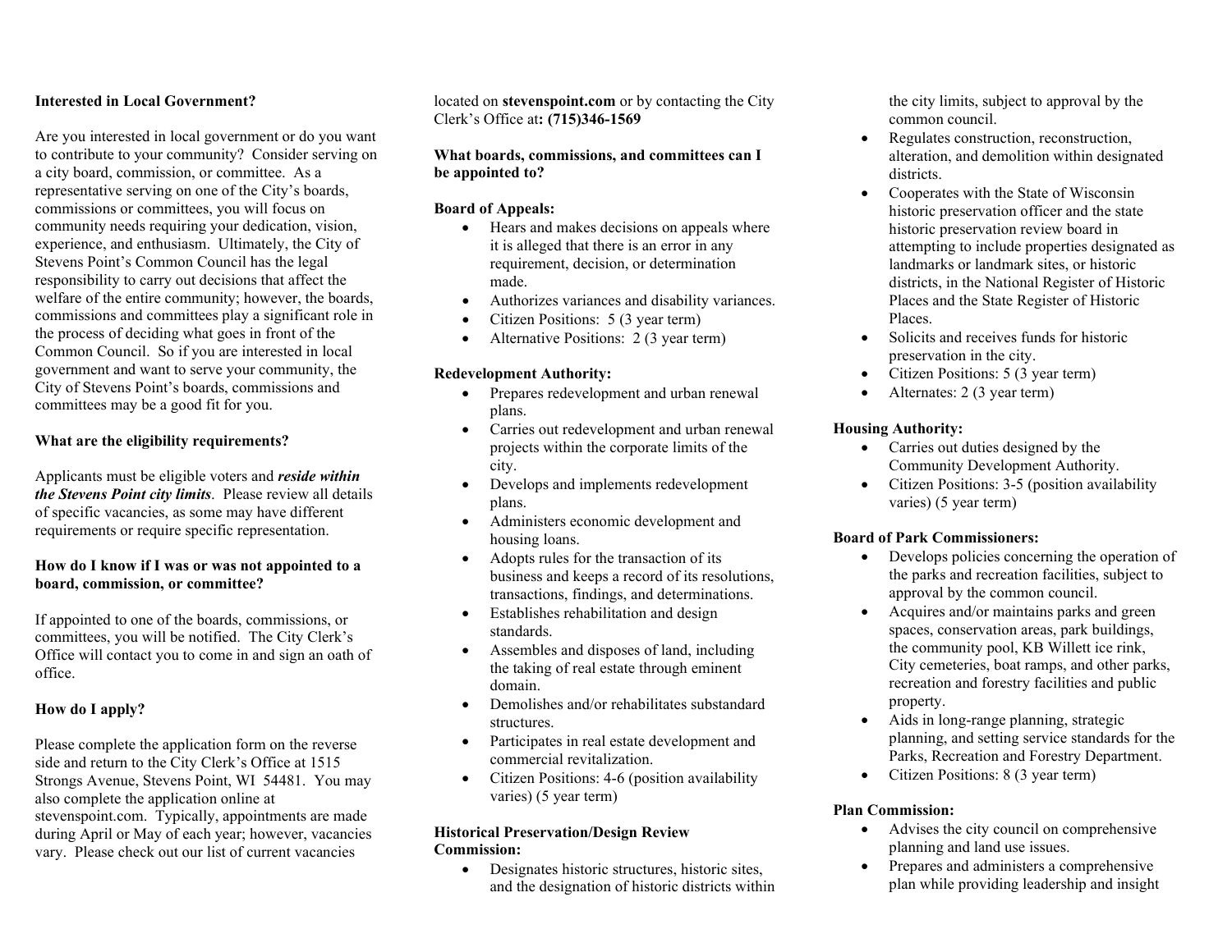**Interested in Local Government?**

Are you interested in local government or do you want to contribute to your community? Consider serving on a city board, commission, or committee. As a representative serving on one of the City's boards, commissions or committees, you will focus on community needs requiring your dedication, vision, experience, and enthusiasm. Ultimately, the City of Stevens Point's Common Council has the legal responsibility to carry out decisions that affect the welfare of the entire community; however, the boards, commissions and committees play a significant role in the process of deciding what goes in front of the Common Council. So if you are interested in local government and want to serve your community, the City of Stevens Point's boards, commissions and committees may be a good fit for you.

**What are the eligibility requirements?**

Applicants must be eligible voters and ***reside within the Stevens Point city limits***. Please review all details of specific vacancies, as some may have different requirements or require specific representation.

**How do I know if I was or was not appointed to a board, commission, or committee?**

If appointed to one of the boards, commissions, or committees, you will be notified. The City Clerk's Office will contact you to come in and sign an oath of office.

**How do I apply?**

Please complete the application form on the reverse side and return to the City Clerk's Office at 1515 Strongs Avenue, Stevens Point, WI 54481. You may also complete the application online at stevenspoint.com. Typically, appointments are made during April or May of each year; however, vacancies vary. Please check out our list of current vacancies located on **stevenspoint.com** or by contacting the City Clerk's Office at**: (715)346-1569**

**What boards, commissions, and committees can I be appointed to?**

**Board of Appeals:**

- Hears and makes decisions on appeals where it is alleged that there is an error in any requirement, decision, or determination made.
- Authorizes variances and disability variances.
- Citizen Positions: 5 (3 year term)
- Alternative Positions: 2 (3 year term)

**Redevelopment Authority:**

- Prepares redevelopment and urban renewal plans.
- Carries out redevelopment and urban renewal projects within the corporate limits of the city.
- Develops and implements redevelopment plans.
- Administers economic development and housing loans.
- Adopts rules for the transaction of its business and keeps a record of its resolutions, transactions, findings, and determinations.
- Establishes rehabilitation and design standards.
- Assembles and disposes of land, including the taking of real estate through eminent domain.
- Demolishes and/or rehabilitates substandard structures.
- Participates in real estate development and commercial revitalization.
- Citizen Positions: 4-6 (position availability varies) (5 year term)

**Historical Preservation/Design Review Commission:**

- Designates historic structures, historic sites, and the designation of historic districts within the city limits, subject to approval by the common council.
- Regulates construction, reconstruction, alteration, and demolition within designated districts.
- Cooperates with the State of Wisconsin historic preservation officer and the state historic preservation review board in attempting to include properties designated as landmarks or landmark sites, or historic districts, in the National Register of Historic Places and the State Register of Historic Places.
- Solicits and receives funds for historic preservation in the city.
- Citizen Positions: 5 (3 year term)
- Alternates: 2 (3 year term)

**Housing Authority:**

- Carries out duties designed by the Community Development Authority.
- Citizen Positions: 3-5 (position availability varies) (5 year term)

**Board of Park Commissioners:**

- Develops policies concerning the operation of the parks and recreation facilities, subject to approval by the common council.
- Acquires and/or maintains parks and green spaces, conservation areas, park buildings, the community pool, KB Willett ice rink, City cemeteries, boat ramps, and other parks, recreation and forestry facilities and public property.
- Aids in long-range planning, strategic planning, and setting service standards for the Parks, Recreation and Forestry Department.
- Citizen Positions: 8 (3 year term)

**Plan Commission:**

- Advises the city council on comprehensive planning and land use issues.
- Prepares and administers a comprehensive plan while providing leadership and insight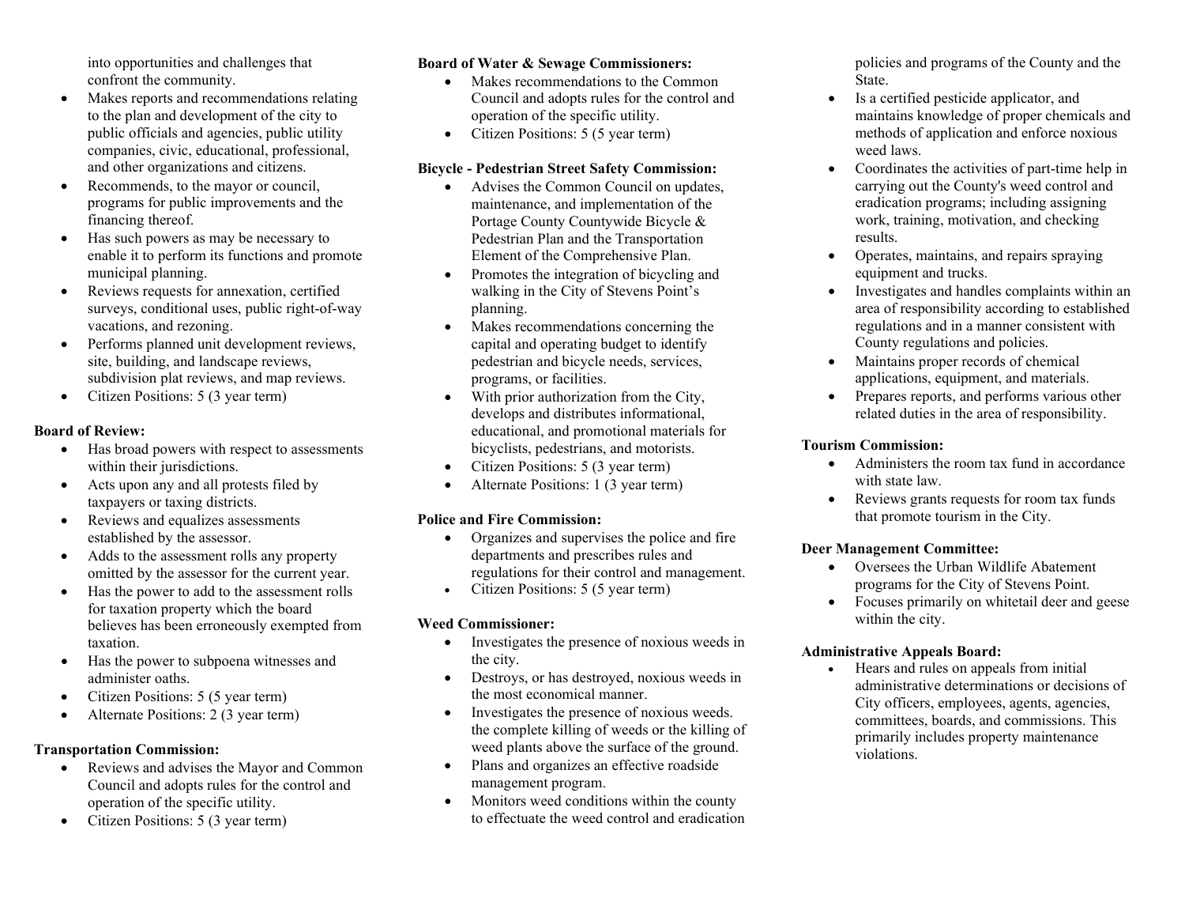into opportunities and challenges that confront the community.

- Makes reports and recommendations relating to the plan and development of the city to public officials and agencies, public utility companies, civic, educational, professional, and other organizations and citizens.
- Recommends, to the mayor or council, programs for public improvements and the financing thereof.
- Has such powers as may be necessary to enable it to perform its functions and promote municipal planning.
- Reviews requests for annexation, certified surveys, conditional uses, public right-of-way vacations, and rezoning.
- Performs planned unit development reviews, site, building, and landscape reviews, subdivision plat reviews, and map reviews.
- Citizen Positions: 5 (3 year term)

**Board of Review:**

- Has broad powers with respect to assessments within their jurisdictions.
- Acts upon any and all protests filed by taxpayers or taxing districts.
- Reviews and equalizes assessments established by the assessor.
- Adds to the assessment rolls any property omitted by the assessor for the current year.
- Has the power to add to the assessment rolls for taxation property which the board believes has been erroneously exempted from taxation.
- Has the power to subpoena witnesses and administer oaths.
- Citizen Positions: 5 (5 year term)
- Alternate Positions: 2 (3 year term)

**Transportation Commission:**

- Reviews and advises the Mayor and Common Council and adopts rules for the control and operation of the specific utility.
- Citizen Positions: 5 (3 year term)

**Board of Water & Sewage Commissioners:**

- Makes recommendations to the Common Council and adopts rules for the control and operation of the specific utility.
- Citizen Positions: 5 (5 year term)

**Bicycle - Pedestrian Street Safety Commission:**

- Advises the Common Council on updates, maintenance, and implementation of the Portage County Countywide Bicycle & Pedestrian Plan and the Transportation Element of the Comprehensive Plan.
- Promotes the integration of bicycling and walking in the City of Stevens Point's planning.
- Makes recommendations concerning the capital and operating budget to identify pedestrian and bicycle needs, services, programs, or facilities.
- With prior authorization from the City, develops and distributes informational, educational, and promotional materials for bicyclists, pedestrians, and motorists.
- Citizen Positions: 5 (3 year term)
- Alternate Positions: 1 (3 year term)

**Police and Fire Commission:**

- Organizes and supervises the police and fire departments and prescribes rules and regulations for their control and management.
- Citizen Positions: 5 (5 year term)

**Weed Commissioner:**

- Investigates the presence of noxious weeds in the city.
- Destroys, or has destroyed, noxious weeds in the most economical manner.
- Investigates the presence of noxious weeds. the complete killing of weeds or the killing of weed plants above the surface of the ground.
- Plans and organizes an effective roadside management program.
- Monitors weed conditions within the county to effectuate the weed control and eradication policies and programs of the County and the State.
- Is a certified pesticide applicator, and maintains knowledge of proper chemicals and methods of application and enforce noxious weed laws.
- Coordinates the activities of part-time help in carrying out the County's weed control and eradication programs; including assigning work, training, motivation, and checking results.
- Operates, maintains, and repairs spraying equipment and trucks.
- Investigates and handles complaints within an area of responsibility according to established regulations and in a manner consistent with County regulations and policies.
- Maintains proper records of chemical applications, equipment, and materials.
- Prepares reports, and performs various other related duties in the area of responsibility.

**Tourism Commission:**

- Administers the room tax fund in accordance with state law.
- Reviews grants requests for room tax funds that promote tourism in the City.

**Deer Management Committee:**

- Oversees the Urban Wildlife Abatement programs for the City of Stevens Point.
- Focuses primarily on whitetail deer and geese within the city.

**Administrative Appeals Board:**

- Hears and rules on appeals from initial administrative determinations or decisions of City officers, employees, agents, agencies, committees, boards, and commissions. This primarily includes property maintenance violations.